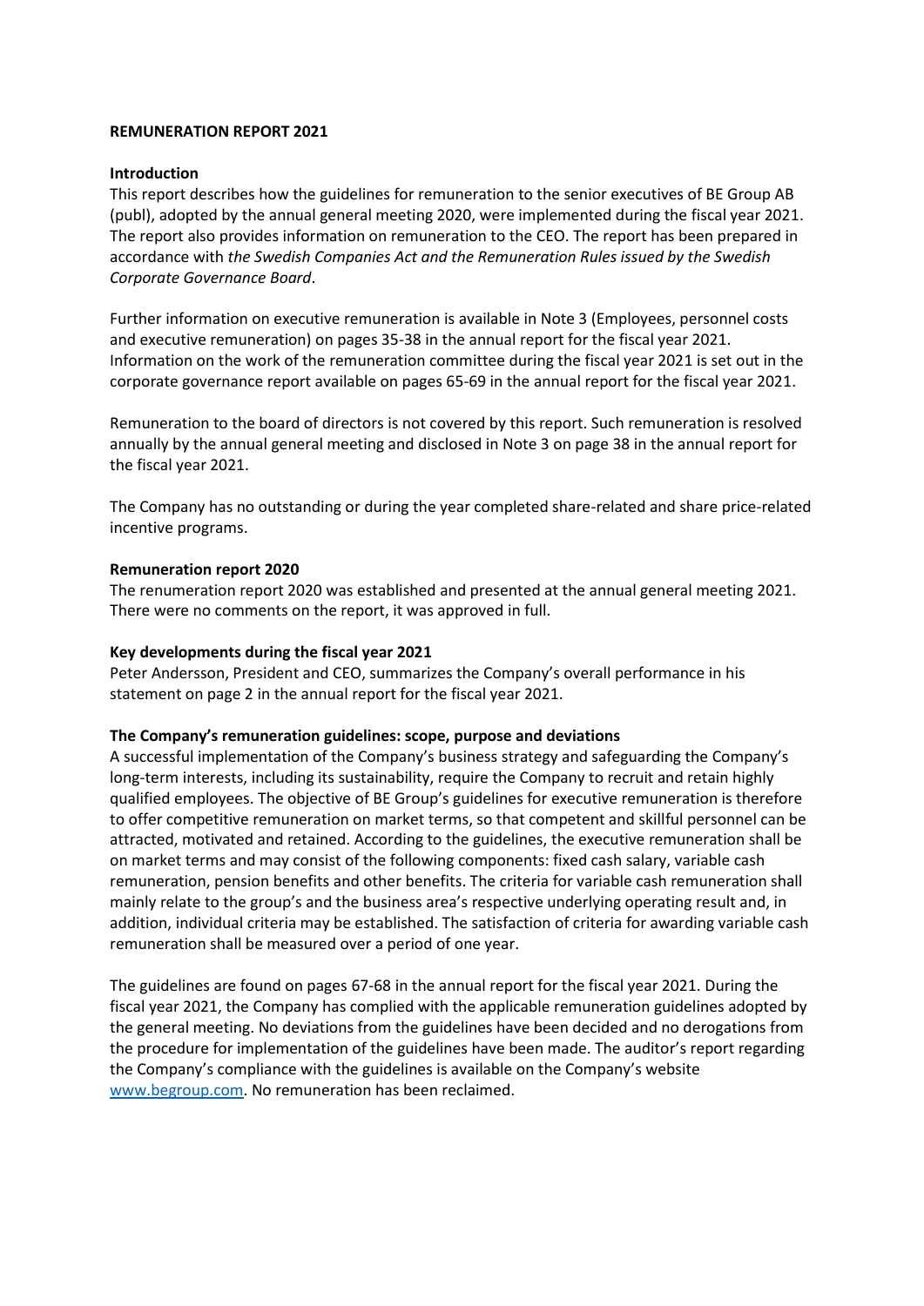# REMUNERATION REPORT 2021

## Introduction

This report describes how the guidelines for remuneration to the senior executives of BE Group AB (publ), adopted by the annual general meeting 2020, were implemented during the fiscal year 2021. The report also provides information on remuneration to the CEO. The report has been prepared in accordance with *the Swedish Companies Act and the Remuneration Rules issued by the Swedish Corporate Governance Board*.

Further information on executive remuneration is available in Note 3 (Employees, personnel costs and executive remuneration) on pages 35-38 in the annual report for the fiscal year 2021. Information on the work of the remuneration committee during the fiscal year 2021 is set out in the corporate governance report available on pages 65-69 in the annual report for the fiscal year 2021.

Remuneration to the board of directors is not covered by this report. Such remuneration is resolved annually by the annual general meeting and disclosed in Note 3 on page 38 in the annual report for the fiscal year 2021.

The Company has no outstanding or during the year completed share-related and share price-related incentive programs.

## Remuneration report 2020

The renumeration report 2020 was established and presented at the annual general meeting 2021. There were no comments on the report, it was approved in full.

## Key developments during the fiscal year 2021

Peter Andersson, President and CEO, summarizes the Company's overall performance in his statement on page 2 in the annual report for the fiscal year 2021.

## The Company's remuneration guidelines: scope, purpose and deviations

A successful implementation of the Company's business strategy and safeguarding the Company's long-term interests, including its sustainability, require the Company to recruit and retain highly qualified employees. The objective of BE Group's guidelines for executive remuneration is therefore to offer competitive remuneration on market terms, so that competent and skillful personnel can be attracted, motivated and retained. According to the guidelines, the executive remuneration shall be on market terms and may consist of the following components: fixed cash salary, variable cash remuneration, pension benefits and other benefits. The criteria for variable cash remuneration shall mainly relate to the group's and the business area's respective underlying operating result and, in addition, individual criteria may be established. The satisfaction of criteria for awarding variable cash remuneration shall be measured over a period of one year.

The guidelines are found on pages 67-68 in the annual report for the fiscal year 2021. During the fiscal year 2021, the Company has complied with the applicable remuneration guidelines adopted by the general meeting. No deviations from the guidelines have been decided and no derogations from the procedure for implementation of the guidelines have been made. The auditor's report regarding the Company's compliance with the guidelines is available on the Company's website www.begroup.com. No remuneration has been reclaimed.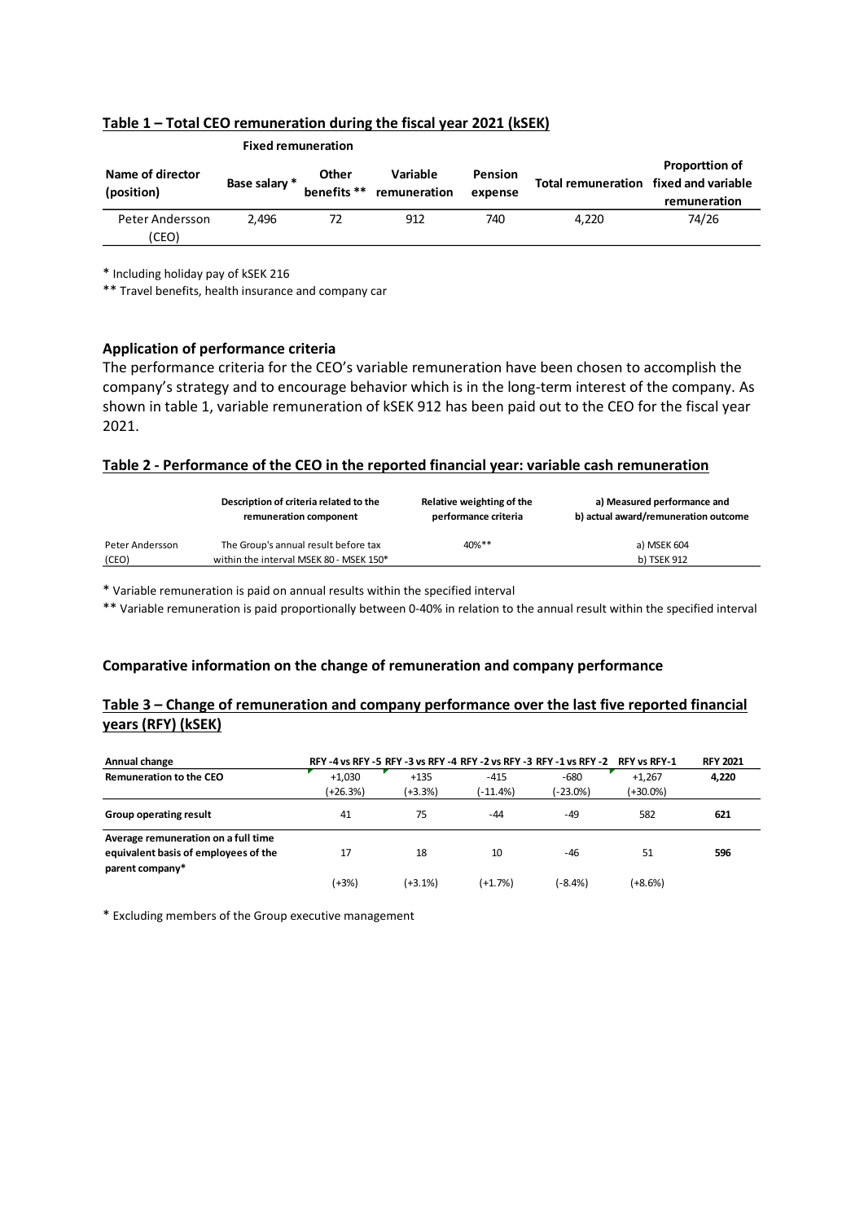## Table 1 – Total CEO remuneration during the fiscal year 2021 (kSEK)

| Name of director (position) | Fixed remuneration | | Variable remuneration | Pension expense | Total remuneration | Proporttion of fixed and variable remuneration |
|---|---|---|---|---|---|---|
| | Base salary * | Other benefits ** | | | | |
| Peter Andersson (CEO) | 2,496 | 72 | 912 | 740 | 4,220 | 74/26 |

* Including holiday pay of kSEK 216

** Travel benefits, health insurance and company car

### Application of performance criteria

The performance criteria for the CEO's variable remuneration have been chosen to accomplish the company's strategy and to encourage behavior which is in the long-term interest of the company. As shown in table 1, variable remuneration of kSEK 912 has been paid out to the CEO for the fiscal year 2021.

## Table 2 - Performance of the CEO in the reported financial year: variable cash remuneration

| | Description of criteria related to the remuneration component | Relative weighting of the performance criteria | a) Measured performance and b) actual award/remuneration outcome |
|---|---|---|---|
| Peter Andersson (CEO) | The Group's annual result before tax within the interval MSEK 80 - MSEK 150* | 40%** | a) MSEK 604<br>b) TSEK 912 |

* Variable remuneration is paid on annual results within the specified interval

** Variable remuneration is paid proportionally between 0-40% in relation to the annual result within the specified interval

### Comparative information on the change of remuneration and company performance

## Table 3 – Change of remuneration and company performance over the last five reported financial years (RFY) (kSEK)

| Annual change | RFY -4 vs RFY -5 | RFY -3 vs RFY -4 | RFY -2 vs RFY -3 | RFY -1 vs RFY -2 | RFY vs RFY-1 | RFY 2021 |
|---|---|---|---|---|---|---|
| **Remuneration to the CEO** | +1,030<br>(+26.3%) | +135<br>(+3.3%) | -415<br>(-11.4%) | -680<br>(-23.0%) | +1,267<br>(+30.0%) | **4,220** |
| **Group operating result** | 41 | 75 | -44 | -49 | 582 | **621** |
| **Average remuneration on a full time equivalent basis of employees of the parent company*** | 17<br>(+3%) | 18<br>(+3.1%) | 10<br>(+1.7%) | -46<br>(-8.4%) | 51<br>(+8.6%) | **596** |

* Excluding members of the Group executive management